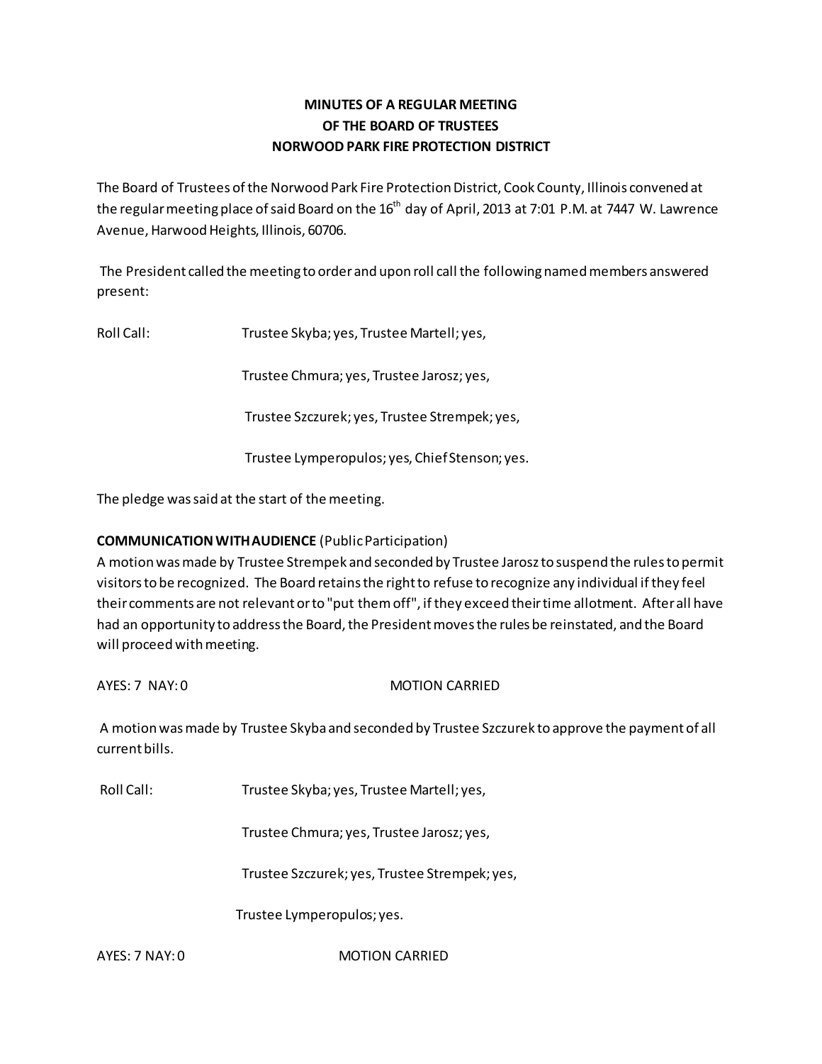# MINUTES OF A REGULAR MEETING
# OF THE BOARD OF TRUSTEES
# NORWOOD PARK FIRE PROTECTION DISTRICT

The Board of Trustees of the Norwood Park Fire Protection District, Cook County, Illinois convened at the regular meeting place of said Board on the 16th day of April, 2013 at 7:01 P.M. at 7447 W. Lawrence Avenue, Harwood Heights, Illinois, 60706.

The President called the meeting to order and upon roll call the following named members answered present:

Roll Call: Trustee Skyba; yes, Trustee Martell; yes,

Trustee Chmura; yes, Trustee Jarosz; yes,

Trustee Szczurek; yes, Trustee Strempek; yes,

Trustee Lymperopulos; yes, Chief Stenson; yes.

The pledge was said at the start of the meeting.

**COMMUNICATION WITH AUDIENCE** (Public Participation)
A motion was made by Trustee Strempek and seconded by Trustee Jarosz to suspend the rules to permit visitors to be recognized. The Board retains the right to refuse to recognize any individual if they feel their comments are not relevant or to "put them off", if they exceed their time allotment. After all have had an opportunity to address the Board, the President moves the rules be reinstated, and the Board will proceed with meeting.

AYES: 7 NAY: 0 MOTION CARRIED

A motion was made by Trustee Skyba and seconded by Trustee Szczurek to approve the payment of all current bills.

Roll Call: Trustee Skyba; yes, Trustee Martell; yes,

Trustee Chmura; yes, Trustee Jarosz; yes,

Trustee Szczurek; yes, Trustee Strempek; yes,

Trustee Lymperopulos; yes.

AYES: 7 NAY: 0 MOTION CARRIED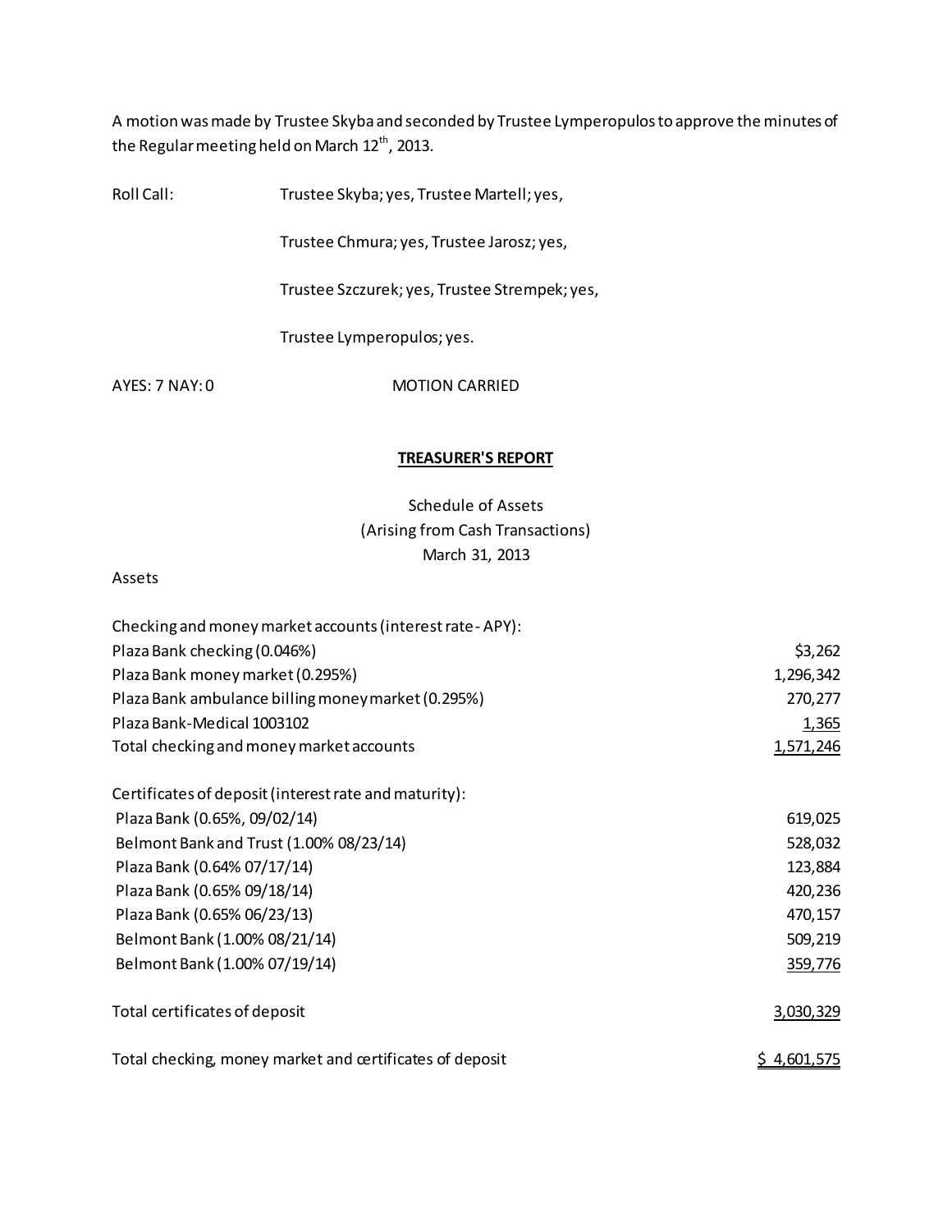A motion was made by Trustee Skyba and seconded by Trustee Lymperopulos to approve the minutes of the Regular meeting held on March 12th, 2013.

Roll Call: Trustee Skyba; yes, Trustee Martell; yes,

Trustee Chmura; yes, Trustee Jarosz; yes,

Trustee Szczurek; yes, Trustee Strempek; yes,

Trustee Lymperopulos; yes.

AYES: 7 NAY: 0 MOTION CARRIED

## TREASURER'S REPORT

Schedule of Assets
(Arising from Cash Transactions)
March 31, 2013

Assets

| | |
|---|---:|
| Checking and money market accounts (interest rate - APY): | |
| Plaza Bank checking (0.046%) | $3,262 |
| Plaza Bank money market (0.295%) | 1,296,342 |
| Plaza Bank ambulance billing money market (0.295%) | 270,277 |
| Plaza Bank-Medical 1003102 | 1,365 |
| Total checking and money market accounts | 1,571,246 |
| | |
| Certificates of deposit (interest rate and maturity): | |
| Plaza Bank (0.65%, 09/02/14) | 619,025 |
| Belmont Bank and Trust (1.00% 08/23/14) | 528,032 |
| Plaza Bank (0.64% 07/17/14) | 123,884 |
| Plaza Bank (0.65% 09/18/14) | 420,236 |
| Plaza Bank (0.65% 06/23/13) | 470,157 |
| Belmont Bank (1.00% 08/21/14) | 509,219 |
| Belmont Bank (1.00% 07/19/14) | 359,776 |
| | |
| Total certificates of deposit | 3,030,329 |
| | |
| Total checking, money market and certificates of deposit | $ 4,601,575 |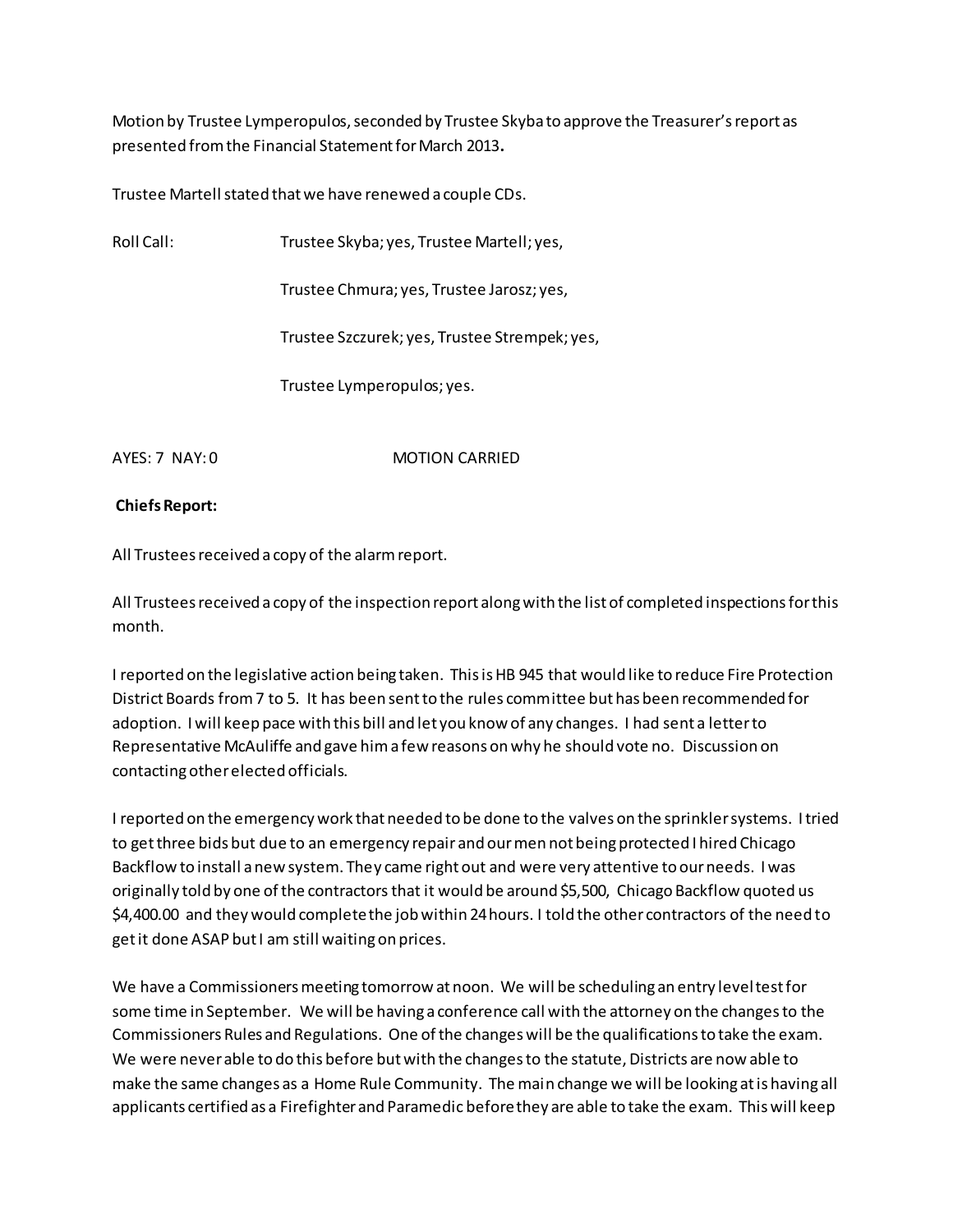Motion by Trustee Lymperopulos, seconded by Trustee Skyba to approve the Treasurer's report as presented from the Financial Statement for March 2013**.**

Trustee Martell stated that we have renewed a couple CDs.

Roll Call: Trustee Skyba; yes, Trustee Martell; yes,

Trustee Chmura; yes, Trustee Jarosz; yes,

Trustee Szczurek; yes, Trustee Strempek; yes,

Trustee Lymperopulos; yes.

AYES: 7 NAY: 0 MOTION CARRIED

**Chiefs Report:**

All Trustees received a copy of the alarm report.

All Trustees received a copy of the inspection report along with the list of completed inspections for this month.

I reported on the legislative action being taken. This is HB 945 that would like to reduce Fire Protection District Boards from 7 to 5. It has been sent to the rules committee but has been recommended for adoption. I will keep pace with this bill and let you know of any changes. I had sent a letter to Representative McAuliffe and gave him a few reasons on why he should vote no. Discussion on contacting other elected officials.

I reported on the emergency work that needed to be done to the valves on the sprinkler systems. I tried to get three bids but due to an emergency repair and our men not being protected I hired Chicago Backflow to install a new system. They came right out and were very attentive to our needs. I was originally told by one of the contractors that it would be around $5,500, Chicago Backflow quoted us $4,400.00 and they would complete the job within 24 hours. I told the other contractors of the need to get it done ASAP but I am still waiting on prices.

We have a Commissioners meeting tomorrow at noon. We will be scheduling an entry level test for some time in September. We will be having a conference call with the attorney on the changes to the Commissioners Rules and Regulations. One of the changes will be the qualifications to take the exam. We were never able to do this before but with the changes to the statute, Districts are now able to make the same changes as a Home Rule Community. The main change we will be looking at is having all applicants certified as a Firefighter and Paramedic before they are able to take the exam. This will keep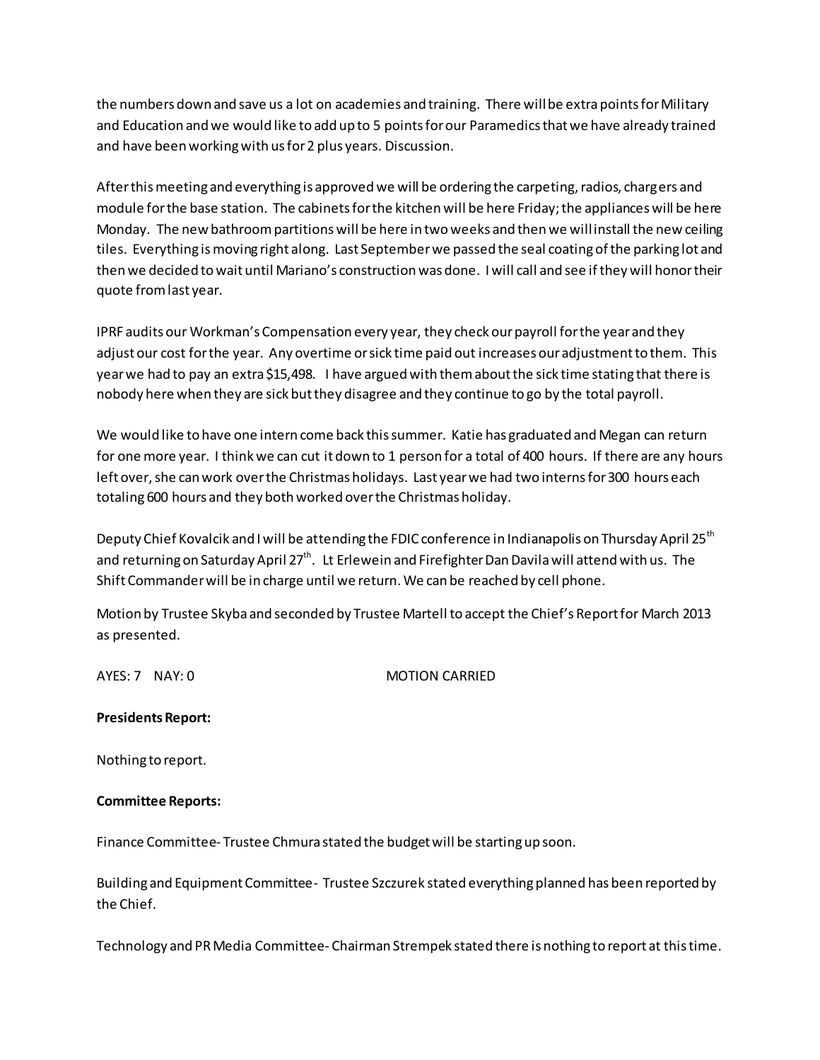the numbers down and save us a lot on academies and training. There will be extra points for Military and Education and we would like to add up to 5 points for our Paramedics that we have already trained and have been working with us for 2 plus years. Discussion.

After this meeting and everything is approved we will be ordering the carpeting, radios, chargers and module for the base station. The cabinets for the kitchen will be here Friday; the appliances will be here Monday. The new bathroom partitions will be here in two weeks and then we will install the new ceiling tiles. Everything is moving right along. Last September we passed the seal coating of the parking lot and then we decided to wait until Mariano's construction was done. I will call and see if they will honor their quote from last year.

IPRF audits our Workman's Compensation every year, they check our payroll for the year and they adjust our cost for the year. Any overtime or sick time paid out increases our adjustment to them. This year we had to pay an extra $15,498. I have argued with them about the sick time stating that there is nobody here when they are sick but they disagree and they continue to go by the total payroll.

We would like to have one intern come back this summer. Katie has graduated and Megan can return for one more year. I think we can cut it down to 1 person for a total of 400 hours. If there are any hours left over, she can work over the Christmas holidays. Last year we had two interns for 300 hours each totaling 600 hours and they both worked over the Christmas holiday.

Deputy Chief Kovalcik and I will be attending the FDIC conference in Indianapolis on Thursday April 25th and returning on Saturday April 27th. Lt Erlewein and Firefighter Dan Davila will attend with us. The Shift Commander will be in charge until we return. We can be reached by cell phone.

Motion by Trustee Skyba and seconded by Trustee Martell to accept the Chief's Report for March 2013 as presented.

AYES: 7 NAY: 0 MOTION CARRIED

**Presidents Report:**

Nothing to report.

**Committee Reports:**

Finance Committee- Trustee Chmura stated the budget will be starting up soon.

Building and Equipment Committee- Trustee Szczurek stated everything planned has been reported by the Chief.

Technology and PR Media Committee- Chairman Strempek stated there is nothing to report at this time.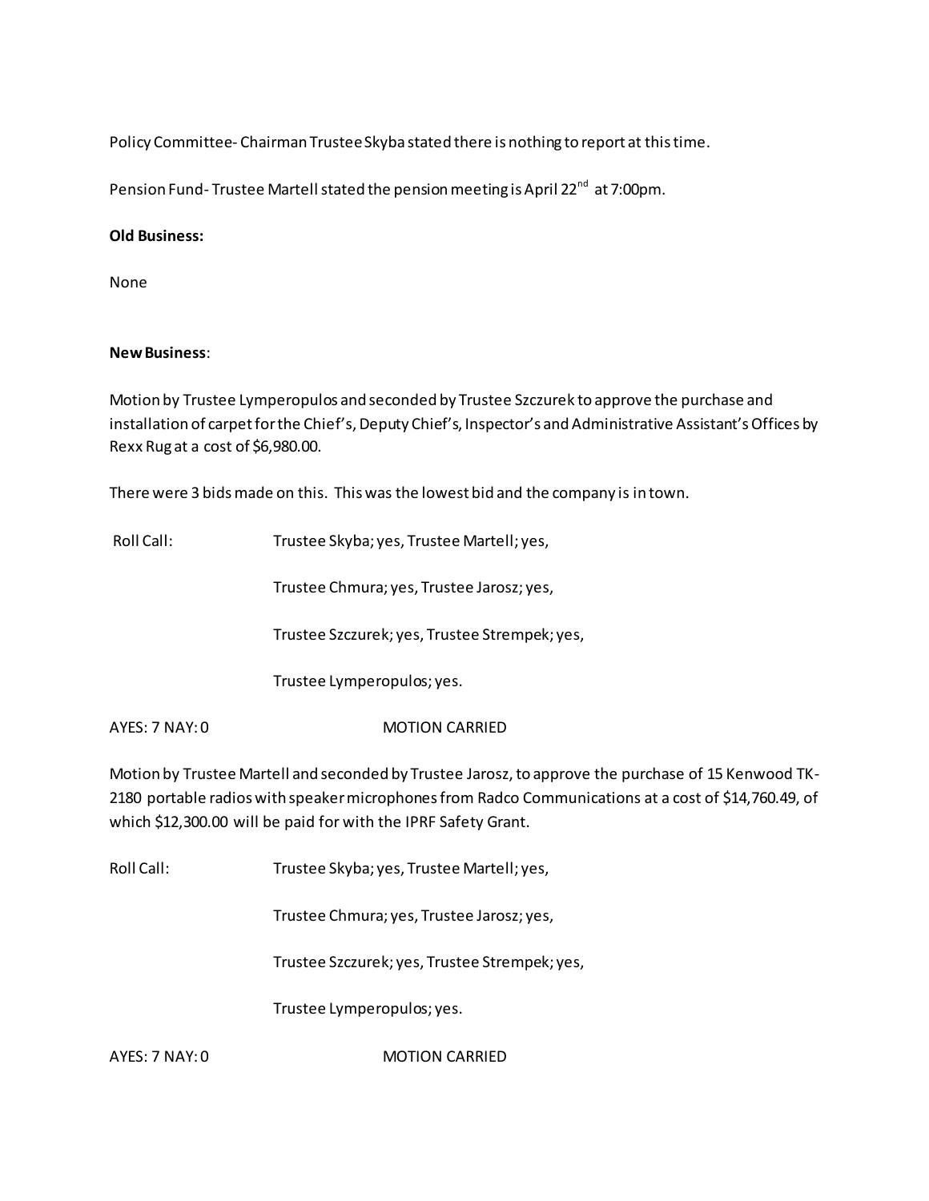Policy Committee- Chairman Trustee Skyba stated there is nothing to report at this time.

Pension Fund- Trustee Martell stated the pension meeting is April 22nd at 7:00pm.

**Old Business:**

None

**New Business**:

Motion by Trustee Lymperopulos and seconded by Trustee Szczurek to approve the purchase and installation of carpet for the Chief's, Deputy Chief's, Inspector's and Administrative Assistant's Offices by Rexx Rug at a cost of $6,980.00.

There were 3 bids made on this. This was the lowest bid and the company is in town.

Roll Call: Trustee Skyba; yes, Trustee Martell; yes,

Trustee Chmura; yes, Trustee Jarosz; yes,

Trustee Szczurek; yes, Trustee Strempek; yes,

Trustee Lymperopulos; yes.

AYES: 7 NAY: 0 MOTION CARRIED

Motion by Trustee Martell and seconded by Trustee Jarosz, to approve the purchase of 15 Kenwood TK-2180 portable radios with speaker microphones from Radco Communications at a cost of $14,760.49, of which $12,300.00 will be paid for with the IPRF Safety Grant.

Roll Call: Trustee Skyba; yes, Trustee Martell; yes,

Trustee Chmura; yes, Trustee Jarosz; yes,

Trustee Szczurek; yes, Trustee Strempek; yes,

Trustee Lymperopulos; yes.

AYES: 7 NAY: 0 MOTION CARRIED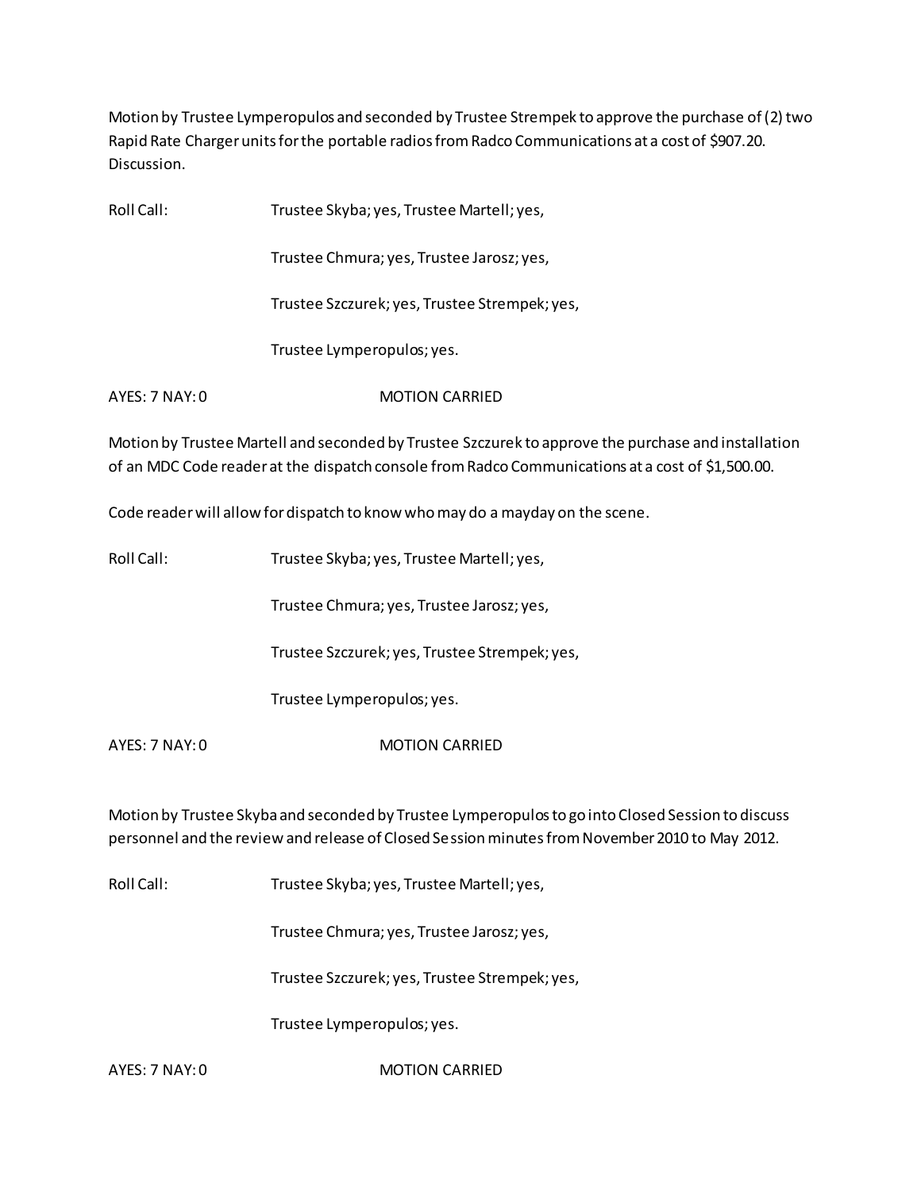Motion by Trustee Lymperopulos and seconded by Trustee Strempek to approve the purchase of (2) two Rapid Rate Charger units for the portable radios from Radco Communications at a cost of $907.20. Discussion.

Roll Call: Trustee Skyba; yes, Trustee Martell; yes,

Trustee Chmura; yes, Trustee Jarosz; yes,

Trustee Szczurek; yes, Trustee Strempek; yes,

Trustee Lymperopulos; yes.

AYES: 7 NAY: 0 MOTION CARRIED

Motion by Trustee Martell and seconded by Trustee Szczurek to approve the purchase and installation of an MDC Code reader at the dispatch console from Radco Communications at a cost of $1,500.00.

Code reader will allow for dispatch to know who may do a mayday on the scene.

Roll Call: Trustee Skyba; yes, Trustee Martell; yes,

Trustee Chmura; yes, Trustee Jarosz; yes,

Trustee Szczurek; yes, Trustee Strempek; yes,

Trustee Lymperopulos; yes.

AYES: 7 NAY: 0 MOTION CARRIED

Motion by Trustee Skyba and seconded by Trustee Lymperopulos to go into Closed Session to discuss personnel and the review and release of Closed Session minutes from November 2010 to May 2012.

Roll Call: Trustee Skyba; yes, Trustee Martell; yes,

Trustee Chmura; yes, Trustee Jarosz; yes,

Trustee Szczurek; yes, Trustee Strempek; yes,

Trustee Lymperopulos; yes.

AYES: 7 NAY: 0 MOTION CARRIED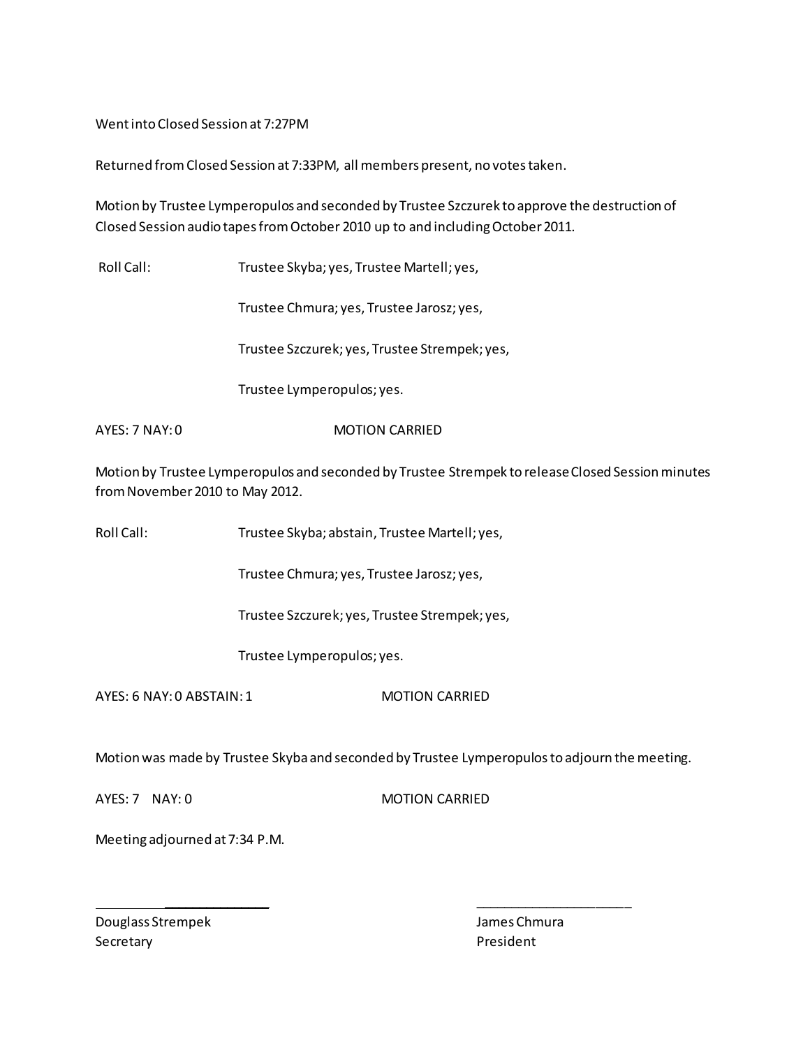Went into Closed Session at 7:27PM

Returned from Closed Session at 7:33PM, all members present, no votes taken.

Motion by Trustee Lymperopulos and seconded by Trustee Szczurek to approve the destruction of Closed Session audio tapes from October 2010 up to and including October 2011.

Roll Call: Trustee Skyba; yes, Trustee Martell; yes,

Trustee Chmura; yes, Trustee Jarosz; yes,

Trustee Szczurek; yes, Trustee Strempek; yes,

Trustee Lymperopulos; yes.

AYES: 7 NAY: 0 MOTION CARRIED

Motion by Trustee Lymperopulos and seconded by Trustee Strempek to release Closed Session minutes from November 2010 to May 2012.

Roll Call: Trustee Skyba; abstain, Trustee Martell; yes,

Trustee Chmura; yes, Trustee Jarosz; yes,

Trustee Szczurek; yes, Trustee Strempek; yes,

Trustee Lymperopulos; yes.

AYES: 6 NAY: 0 ABSTAIN: 1 MOTION CARRIED

Motion was made by Trustee Skyba and seconded by Trustee Lymperopulos to adjourn the meeting.

AYES: 7 NAY: 0 MOTION CARRIED

Meeting adjourned at 7:34 P.M.

\_\_\_\_\_\_\_\_\_\_\_\_\_\_\_\_\_\_\_\_ \_\_\_\_\_\_\_\_\_\_\_\_\_\_\_\_\_\_\_\_

Douglass Strempek James Chmura
Secretary President